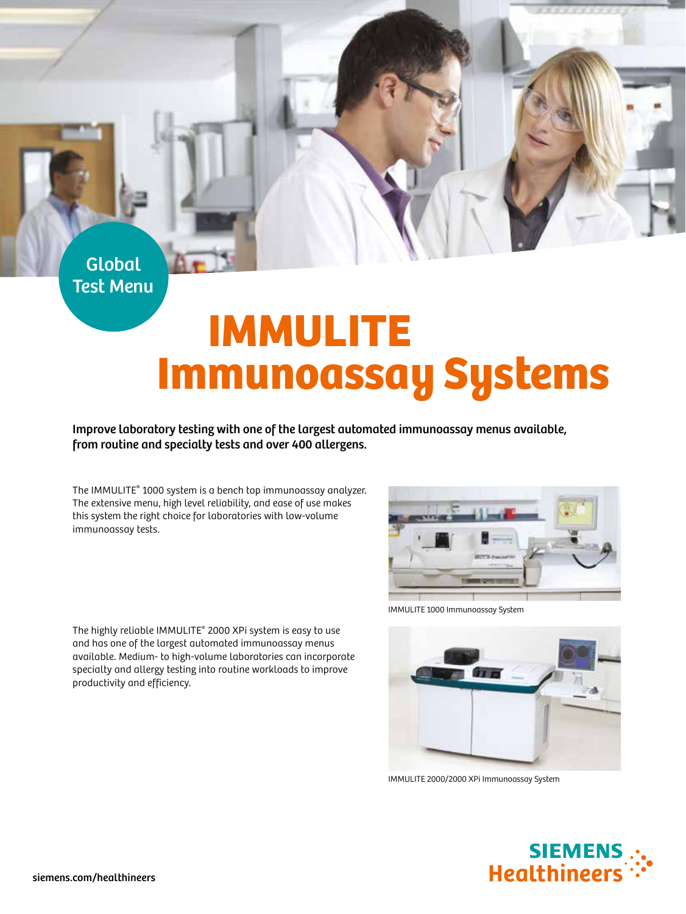Global Test Menu

# IMMULITE Immunoassay Systems

**Improve laboratory testing with one of the largest automated immunoassay menus available, from routine and specialty tests and over 400 allergens.**

The IMMULITE® 1000 system is a bench top immunoassay analyzer. The extensive menu, high level reliability, and ease of use makes this system the right choice for laboratories with low-volume immunoassay tests.

IMMULITE 1000 Immunoassay System

The highly reliable IMMULITE® 2000 XPi system is easy to use and has one of the largest automated immunoassay menus available. Medium- to high-volume laboratories can incorporate specialty and allergy testing into routine workloads to improve productivity and efficiency.

IMMULITE 2000/2000 XPi Immunoassay System

siemens.com/healthineers

SIEMENS Healthineers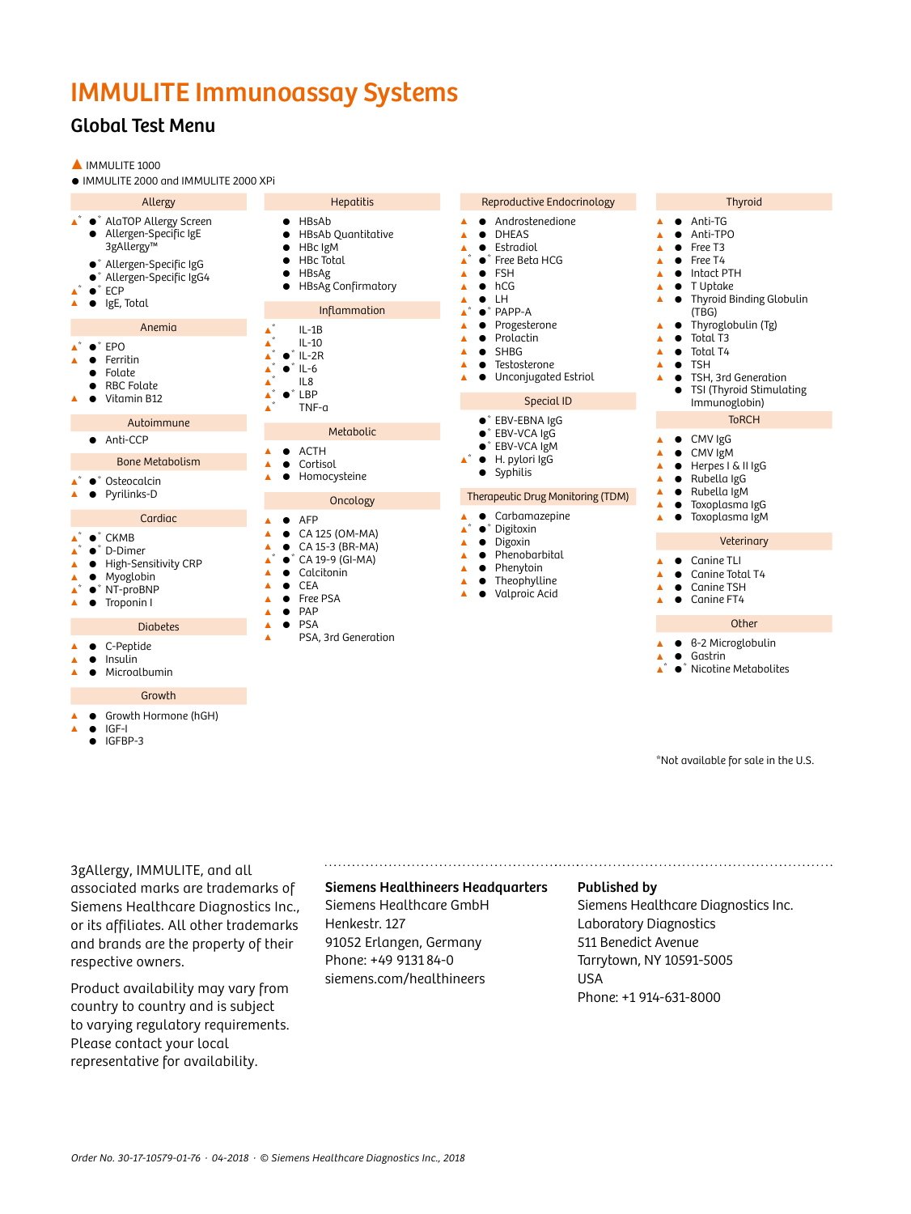# IMMULITE Immunoassay Systems

## Global Test Menu

▲ IMMULITE 1000

● IMMULITE 2000 and IMMULITE 2000 XPi

### Allergy

- ▲* ●* AlaTOP Allergy Screen
- ● Allergen-Specific IgE 3gAllergy™
- ●* Allergen-Specific IgG
- ●* Allergen-Specific IgG4
- ▲* ●* ECP
- ▲ ● IgE, Total

### Anemia

- ▲* ●* EPO
- ▲ ● Ferritin
- ● Folate
- ● RBC Folate
- ▲ ● Vitamin B12

### Autoimmune

- ● Anti-CCP

### Bone Metabolism

- ▲* ●* Osteocalcin
- ▲ ● Pyrilinks-D

### Cardiac

- ▲* ●* CKMB
- ▲* ●* D-Dimer
- ▲ ● High-Sensitivity CRP
- ▲ ● Myoglobin
- ▲* ●* NT-proBNP
- ▲ ● Troponin I

### Diabetes

- ▲ ● C-Peptide
- ▲ ● Insulin
- ▲ ● Microalbumin

### Growth

- ▲ ● Growth Hormone (hGH)
- ▲ ● IGF-I
- ● IGFBP-3

### Hepatitis

- ● HBsAb
- ● HBsAb Quantitative
- ● HBc IgM
- ● HBc Total
- ● HBsAg
- ● HBsAg Confirmatory

### Inflammation

- ▲* IL-1B
- ▲* IL-10
- ▲* ●* IL-2R
- ▲* ●* IL-6
- ▲* IL8
- ▲* ●* LBP
- ▲* TNF-α

### Metabolic

- ▲ ● ACTH
- ▲ ● Cortisol
- ▲ ● Homocysteine

### Oncology

- ▲ ● AFP
- ▲ ● CA 125 (OM-MA)
- ▲ ● CA 15-3 (BR-MA)
- ▲* ●* CA 19-9 (GI-MA)
- ▲ ● Calcitonin
- ▲ ● CEA
- ▲ ● Free PSA
- ▲ ● PAP
- ▲ ● PSA
- ▲ PSA, 3rd Generation

### Reproductive Endocrinology

- ▲ ● Androstenedione
- ▲ ● DHEAS
- ▲ ● Estradiol
- ▲* ●* Free Beta HCG
- ▲ ● FSH
- ▲ ● hCG
- ▲ ● LH
- ▲* ●* PAPP-A
- ▲ ● Progesterone
- ▲ ● Prolactin
- ▲ ● SHBG
- ▲ ● Testosterone
- ▲ ● Unconjugated Estriol

### Special ID

- ●* EBV-EBNA IgG
- ●* EBV-VCA IgG
- ●* EBV-VCA IgM
- ▲* ●* H. pylori IgG
- ● Syphilis

### Therapeutic Drug Monitoring (TDM)

- ▲ ● Carbamazepine
- ▲* ●* Digitoxin
- ▲ ● Digoxin
- ▲ ● Phenobarbital
- ▲ ● Phenytoin
- ▲ ● Theophylline
- ▲ ● Valproic Acid

### Thyroid

- ▲ ● Anti-TG
- ▲ ● Anti-TPO
- ▲ ● Free T3
- ▲ ● Free T4
- ▲ ● Intact PTH
- ▲ ● T Uptake
- ▲ ● Thyroid Binding Globulin (TBG)
- ▲ ● Thyroglobulin (Tg)
- ▲ ● Total T3
- ▲ ● Total T4
- ▲ ● TSH
- ▲ ● TSH, 3rd Generation
- ● TSI (Thyroid Stimulating Immunoglobin)

### ToRCH

- ▲ ● CMV IgG
- ▲ ● CMV IgM
- ▲ ● Herpes I & II IgG
- ▲ ● Rubella IgG
- ▲ ● Rubella IgM
- ▲ ● Toxoplasma IgG
- ▲ ● Toxoplasma IgM

### Veterinary

- ▲ ● Canine TLI
- ▲ ● Canine Total T4
- ▲ ● Canine TSH
- ▲ ● Canine FT4

### Other

- ▲ ● ß-2 Microglobulin
- ▲ ● Gastrin
- ▲* ●* Nicotine Metabolites

*Not available for sale in the U.S.

3gAllergy, IMMULITE, and all associated marks are trademarks of Siemens Healthcare Diagnostics Inc., or its affiliates. All other trademarks and brands are the property of their respective owners.

Product availability may vary from country to country and is subject to varying regulatory requirements. Please contact your local representative for availability.

**Siemens Healthineers Headquarters**
Siemens Healthcare GmbH
Henkestr. 127
91052 Erlangen, Germany
Phone: +49 9131 84-0
siemens.com/healthineers

**Published by**
Siemens Healthcare Diagnostics Inc.
Laboratory Diagnostics
511 Benedict Avenue
Tarrytown, NY 10591-5005
USA
Phone: +1 914-631-8000

*Order No. 30-17-10579-01-76 · 04-2018 · © Siemens Healthcare Diagnostics Inc., 2018*